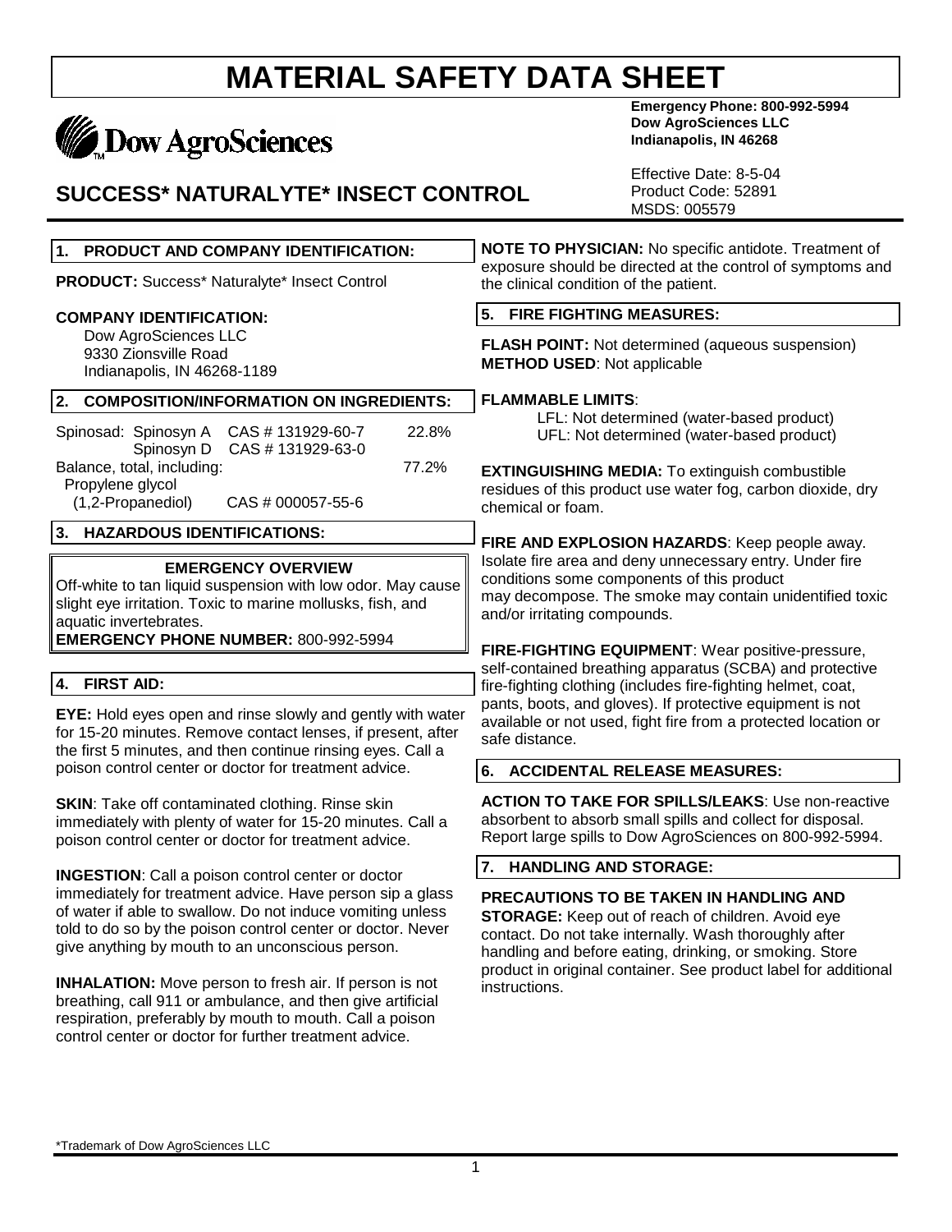# MATERIAL SAFETY DATA SHEET

Dow AgroSciences

**Emergency Phone: 800-992-5994**
**Dow AgroSciences LLC**
**Indianapolis, IN 46268**

## SUCCESS* NATURALYTE* INSECT CONTROL

Effective Date: 8-5-04
Product Code: 52891
MSDS: 005579

### 1. PRODUCT AND COMPANY IDENTIFICATION:

**PRODUCT:** Success* Naturalyte* Insect Control

**COMPANY IDENTIFICATION:**
Dow AgroSciences LLC
9330 Zionsville Road
Indianapolis, IN 46268-1189

### 2. COMPOSITION/INFORMATION ON INGREDIENTS:

| | | |
|---|---|---|
| Spinosad: Spinosyn A | CAS # 131929-60-7 | 22.8% |
| Spinosyn D | CAS # 131929-63-0 | |
| Balance, total, including: | | 77.2% |
| Propylene glycol (1,2-Propanediol) | CAS # 000057-55-6 | |

### 3. HAZARDOUS IDENTIFICATIONS:

**EMERGENCY OVERVIEW**

Off-white to tan liquid suspension with low odor. May cause slight eye irritation. Toxic to marine mollusks, fish, and aquatic invertebrates.

**EMERGENCY PHONE NUMBER:** 800-992-5994

### 4. FIRST AID:

**EYE:** Hold eyes open and rinse slowly and gently with water for 15-20 minutes. Remove contact lenses, if present, after the first 5 minutes, and then continue rinsing eyes. Call a poison control center or doctor for treatment advice.

**SKIN**: Take off contaminated clothing. Rinse skin immediately with plenty of water for 15-20 minutes. Call a poison control center or doctor for treatment advice.

**INGESTION**: Call a poison control center or doctor immediately for treatment advice. Have person sip a glass of water if able to swallow. Do not induce vomiting unless told to do so by the poison control center or doctor. Never give anything by mouth to an unconscious person.

**INHALATION:** Move person to fresh air. If person is not breathing, call 911 or ambulance, and then give artificial respiration, preferably by mouth to mouth. Call a poison control center or doctor for further treatment advice.

**NOTE TO PHYSICIAN:** No specific antidote. Treatment of exposure should be directed at the control of symptoms and the clinical condition of the patient.

### 5. FIRE FIGHTING MEASURES:

**FLASH POINT:** Not determined (aqueous suspension)
**METHOD USED**: Not applicable

**FLAMMABLE LIMITS**:
LFL: Not determined (water-based product)
UFL: Not determined (water-based product)

**EXTINGUISHING MEDIA:** To extinguish combustible residues of this product use water fog, carbon dioxide, dry chemical or foam.

**FIRE AND EXPLOSION HAZARDS**: Keep people away. Isolate fire area and deny unnecessary entry. Under fire conditions some components of this product may decompose. The smoke may contain unidentified toxic and/or irritating compounds.

**FIRE-FIGHTING EQUIPMENT**: Wear positive-pressure, self-contained breathing apparatus (SCBA) and protective fire-fighting clothing (includes fire-fighting helmet, coat, pants, boots, and gloves). If protective equipment is not available or not used, fight fire from a protected location or safe distance.

### 6. ACCIDENTAL RELEASE MEASURES:

**ACTION TO TAKE FOR SPILLS/LEAKS**: Use non-reactive absorbent to absorb small spills and collect for disposal. Report large spills to Dow AgroSciences on 800-992-5994.

### 7. HANDLING AND STORAGE:

**PRECAUTIONS TO BE TAKEN IN HANDLING AND STORAGE:** Keep out of reach of children. Avoid eye contact. Do not take internally. Wash thoroughly after handling and before eating, drinking, or smoking. Store product in original container. See product label for additional instructions.

*Trademark of Dow AgroSciences LLC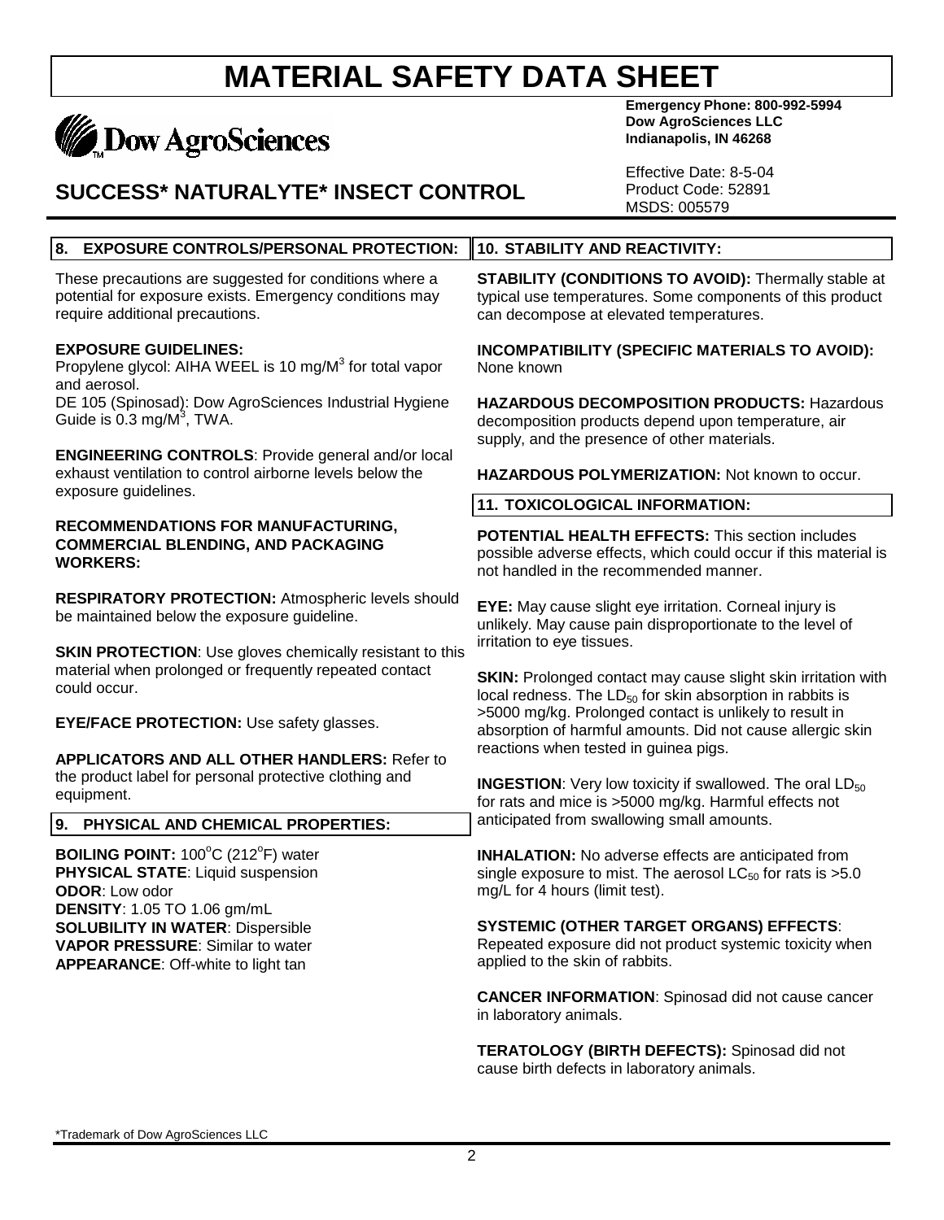# MATERIAL SAFETY DATA SHEET

Dow AgroSciences

**Emergency Phone: 800-992-5994**
**Dow AgroSciences LLC**
**Indianapolis, IN 46268**

## SUCCESS* NATURALYTE* INSECT CONTROL

Effective Date: 8-5-04
Product Code: 52891
MSDS: 005579

## 8. EXPOSURE CONTROLS/PERSONAL PROTECTION:

These precautions are suggested for conditions where a potential for exposure exists. Emergency conditions may require additional precautions.

**EXPOSURE GUIDELINES:**
Propylene glycol: AIHA WEEL is 10 mg/M$^3$ for total vapor and aerosol.
DE 105 (Spinosad): Dow AgroSciences Industrial Hygiene Guide is 0.3 mg/M$^3$, TWA.

**ENGINEERING CONTROLS**: Provide general and/or local exhaust ventilation to control airborne levels below the exposure guidelines.

**RECOMMENDATIONS FOR MANUFACTURING, COMMERCIAL BLENDING, AND PACKAGING WORKERS:**

**RESPIRATORY PROTECTION:** Atmospheric levels should be maintained below the exposure guideline.

**SKIN PROTECTION**: Use gloves chemically resistant to this material when prolonged or frequently repeated contact could occur.

**EYE/FACE PROTECTION:** Use safety glasses.

**APPLICATORS AND ALL OTHER HANDLERS:** Refer to the product label for personal protective clothing and equipment.

## 9. PHYSICAL AND CHEMICAL PROPERTIES:

**BOILING POINT:** 100°C (212°F) water
**PHYSICAL STATE**: Liquid suspension
**ODOR**: Low odor
**DENSITY**: 1.05 TO 1.06 gm/mL
**SOLUBILITY IN WATER**: Dispersible
**VAPOR PRESSURE**: Similar to water
**APPEARANCE**: Off-white to light tan

## 10. STABILITY AND REACTIVITY:

**STABILITY (CONDITIONS TO AVOID):** Thermally stable at typical use temperatures. Some components of this product can decompose at elevated temperatures.

**INCOMPATIBILITY (SPECIFIC MATERIALS TO AVOID):** None known

**HAZARDOUS DECOMPOSITION PRODUCTS:** Hazardous decomposition products depend upon temperature, air supply, and the presence of other materials.

**HAZARDOUS POLYMERIZATION:** Not known to occur.

## 11. TOXICOLOGICAL INFORMATION:

**POTENTIAL HEALTH EFFECTS:** This section includes possible adverse effects, which could occur if this material is not handled in the recommended manner.

**EYE:** May cause slight eye irritation. Corneal injury is unlikely. May cause pain disproportionate to the level of irritation to eye tissues.

**SKIN:** Prolonged contact may cause slight skin irritation with local redness. The $LD_{50}$ for skin absorption in rabbits is >5000 mg/kg. Prolonged contact is unlikely to result in absorption of harmful amounts. Did not cause allergic skin reactions when tested in guinea pigs.

**INGESTION**: Very low toxicity if swallowed. The oral $LD_{50}$ for rats and mice is >5000 mg/kg. Harmful effects not anticipated from swallowing small amounts.

**INHALATION:** No adverse effects are anticipated from single exposure to mist. The aerosol $LC_{50}$ for rats is >5.0 mg/L for 4 hours (limit test).

**SYSTEMIC (OTHER TARGET ORGANS) EFFECTS**: Repeated exposure did not product systemic toxicity when applied to the skin of rabbits.

**CANCER INFORMATION**: Spinosad did not cause cancer in laboratory animals.

**TERATOLOGY (BIRTH DEFECTS):** Spinosad did not cause birth defects in laboratory animals.

*Trademark of Dow AgroSciences LLC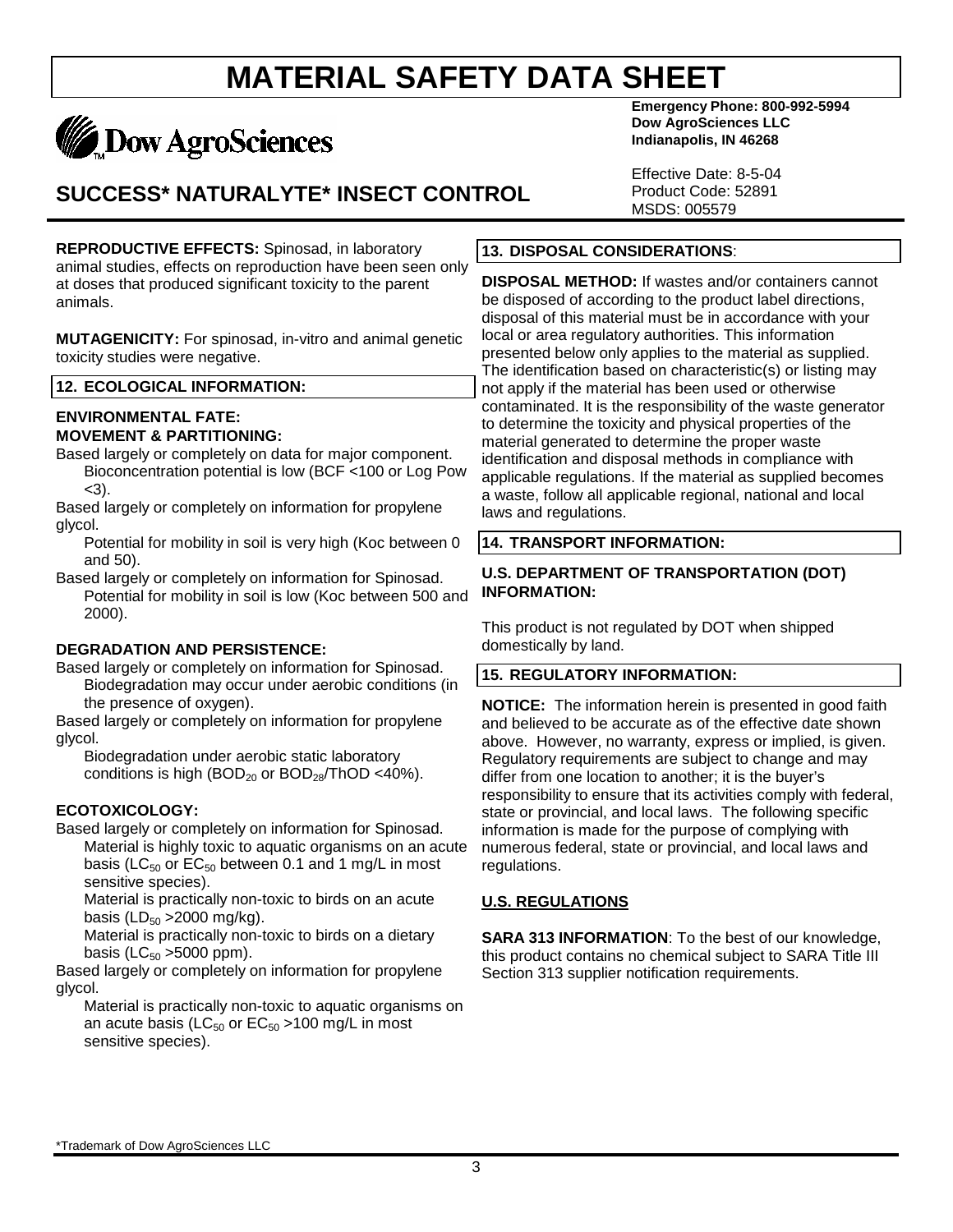**REPRODUCTIVE EFFECTS:** Spinosad, in laboratory animal studies, effects on reproduction have been seen only at doses that produced significant toxicity to the parent animals.

**MUTAGENICITY:** For spinosad, in-vitro and animal genetic toxicity studies were negative.

## 12. ECOLOGICAL INFORMATION:

### ENVIRONMENTAL FATE:

**MOVEMENT & PARTITIONING:**

Based largely or completely on data for major component.
Bioconcentration potential is low (BCF <100 or Log Pow <3).

Based largely or completely on information for propylene glycol.
Potential for mobility in soil is very high (Koc between 0 and 50).

Based largely or completely on information for Spinosad.
Potential for mobility in soil is low (Koc between 500 and 2000).

**DEGRADATION AND PERSISTENCE:**

Based largely or completely on information for Spinosad.
Biodegradation may occur under aerobic conditions (in the presence of oxygen).

Based largely or completely on information for propylene glycol.
Biodegradation under aerobic static laboratory conditions is high ($BOD_{20}$ or $BOD_{28}$/ThOD <40%).

**ECOTOXICOLOGY:**

Based largely or completely on information for Spinosad.
Material is highly toxic to aquatic organisms on an acute basis ($LC_{50}$ or $EC_{50}$ between 0.1 and 1 mg/L in most sensitive species).
Material is practically non-toxic to birds on an acute basis ($LD_{50}$ >2000 mg/kg).
Material is practically non-toxic to birds on a dietary basis ($LC_{50}$ >5000 ppm).

Based largely or completely on information for propylene glycol.
Material is practically non-toxic to aquatic organisms on an acute basis ($LC_{50}$ or $EC_{50}$ >100 mg/L in most sensitive species).

## 13. DISPOSAL CONSIDERATIONS:

**DISPOSAL METHOD:** If wastes and/or containers cannot be disposed of according to the product label directions, disposal of this material must be in accordance with your local or area regulatory authorities. This information presented below only applies to the material as supplied. The identification based on characteristic(s) or listing may not apply if the material has been used or otherwise contaminated. It is the responsibility of the waste generator to determine the toxicity and physical properties of the material generated to determine the proper waste identification and disposal methods in compliance with applicable regulations. If the material as supplied becomes a waste, follow all applicable regional, national and local laws and regulations.

## 14. TRANSPORT INFORMATION:

**U.S. DEPARTMENT OF TRANSPORTATION (DOT) INFORMATION:**

This product is not regulated by DOT when shipped domestically by land.

## 15. REGULATORY INFORMATION:

**NOTICE:** The information herein is presented in good faith and believed to be accurate as of the effective date shown above. However, no warranty, express or implied, is given. Regulatory requirements are subject to change and may differ from one location to another; it is the buyer's responsibility to ensure that its activities comply with federal, state or provincial, and local laws. The following specific information is made for the purpose of complying with numerous federal, state or provincial, and local laws and regulations.

**U.S. REGULATIONS**

**SARA 313 INFORMATION**: To the best of our knowledge, this product contains no chemical subject to SARA Title III Section 313 supplier notification requirements.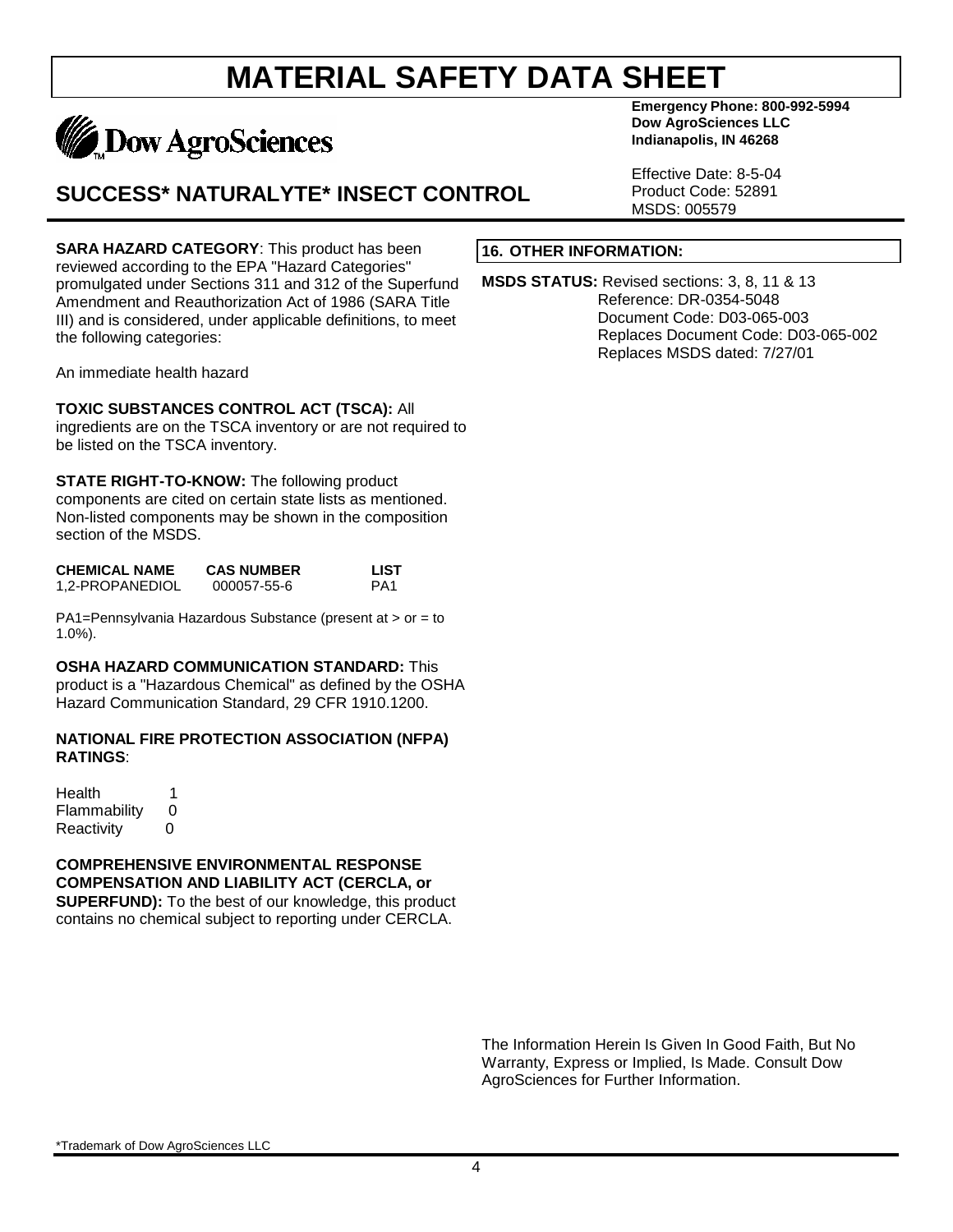# MATERIAL SAFETY DATA SHEET

Dow AgroSciences

**Emergency Phone: 800-992-5994**
**Dow AgroSciences LLC**
**Indianapolis, IN 46268**

## SUCCESS* NATURALYTE* INSECT CONTROL

Effective Date: 8-5-04
Product Code: 52891
MSDS: 005579

**SARA HAZARD CATEGORY**: This product has been reviewed according to the EPA "Hazard Categories" promulgated under Sections 311 and 312 of the Superfund Amendment and Reauthorization Act of 1986 (SARA Title III) and is considered, under applicable definitions, to meet the following categories:

An immediate health hazard

**TOXIC SUBSTANCES CONTROL ACT (TSCA):** All ingredients are on the TSCA inventory or are not required to be listed on the TSCA inventory.

**STATE RIGHT-TO-KNOW:** The following product components are cited on certain state lists as mentioned. Non-listed components may be shown in the composition section of the MSDS.

| CHEMICAL NAME | CAS NUMBER | LIST |
| --- | --- | --- |
| 1,2-PROPANEDIOL | 000057-55-6 | PA1 |

PA1=Pennsylvania Hazardous Substance (present at > or = to 1.0%).

**OSHA HAZARD COMMUNICATION STANDARD:** This product is a "Hazardous Chemical" as defined by the OSHA Hazard Communication Standard, 29 CFR 1910.1200.

**NATIONAL FIRE PROTECTION ASSOCIATION (NFPA) RATINGS**:

| | |
| --- | --- |
| Health | 1 |
| Flammability | 0 |
| Reactivity | 0 |

**COMPREHENSIVE ENVIRONMENTAL RESPONSE COMPENSATION AND LIABILITY ACT (CERCLA, or SUPERFUND):** To the best of our knowledge, this product contains no chemical subject to reporting under CERCLA.

### 16. OTHER INFORMATION:

**MSDS STATUS:** Revised sections: 3, 8, 11 & 13
Reference: DR-0354-5048
Document Code: D03-065-003
Replaces Document Code: D03-065-002
Replaces MSDS dated: 7/27/01

The Information Herein Is Given In Good Faith, But No Warranty, Express or Implied, Is Made. Consult Dow AgroSciences for Further Information.

*Trademark of Dow AgroSciences LLC